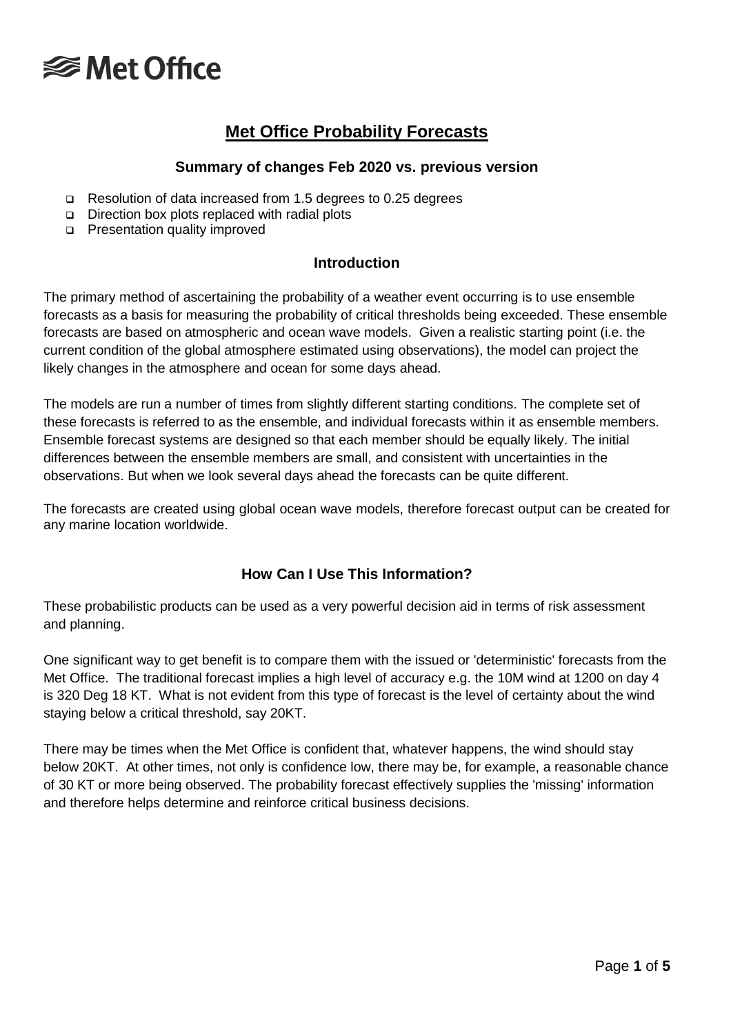Met Office

# Met Office Probability Forecasts

### Summary of changes Feb 2020 vs. previous version

- Resolution of data increased from 1.5 degrees to 0.25 degrees
- Direction box plots replaced with radial plots
- Presentation quality improved

### Introduction

The primary method of ascertaining the probability of a weather event occurring is to use ensemble forecasts as a basis for measuring the probability of critical thresholds being exceeded. These ensemble forecasts are based on atmospheric and ocean wave models. Given a realistic starting point (i.e. the current condition of the global atmosphere estimated using observations), the model can project the likely changes in the atmosphere and ocean for some days ahead.

The models are run a number of times from slightly different starting conditions. The complete set of these forecasts is referred to as the ensemble, and individual forecasts within it as ensemble members. Ensemble forecast systems are designed so that each member should be equally likely. The initial differences between the ensemble members are small, and consistent with uncertainties in the observations. But when we look several days ahead the forecasts can be quite different.

The forecasts are created using global ocean wave models, therefore forecast output can be created for any marine location worldwide.

### How Can I Use This Information?

These probabilistic products can be used as a very powerful decision aid in terms of risk assessment and planning.

One significant way to get benefit is to compare them with the issued or 'deterministic' forecasts from the Met Office. The traditional forecast implies a high level of accuracy e.g. the 10M wind at 1200 on day 4 is 320 Deg 18 KT. What is not evident from this type of forecast is the level of certainty about the wind staying below a critical threshold, say 20KT.

There may be times when the Met Office is confident that, whatever happens, the wind should stay below 20KT. At other times, not only is confidence low, there may be, for example, a reasonable chance of 30 KT or more being observed. The probability forecast effectively supplies the 'missing' information and therefore helps determine and reinforce critical business decisions.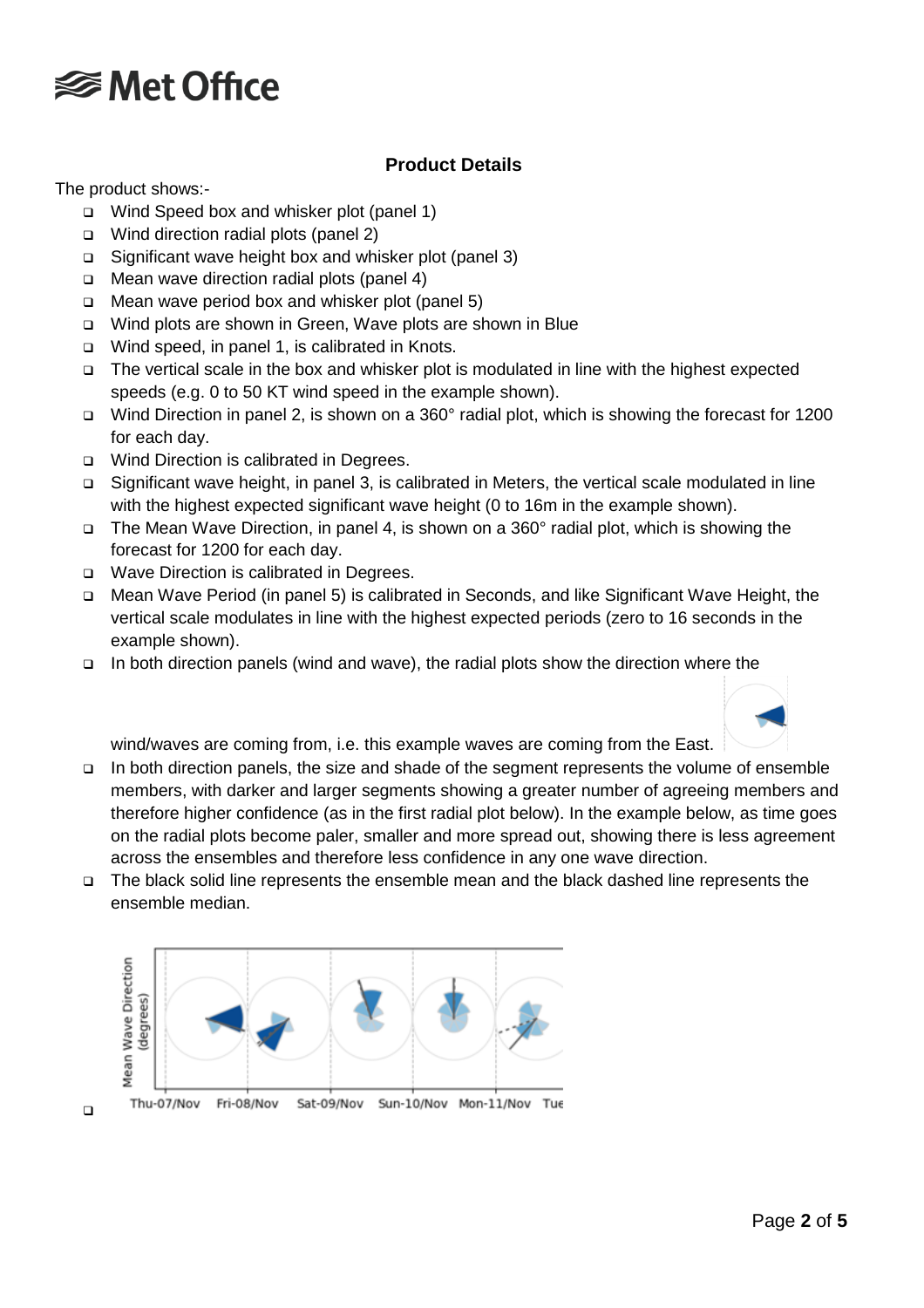## Product Details

The product shows:-

- Wind Speed box and whisker plot (panel 1)
- Wind direction radial plots (panel 2)
- Significant wave height box and whisker plot (panel 3)
- Mean wave direction radial plots (panel 4)
- Mean wave period box and whisker plot (panel 5)
- Wind plots are shown in Green, Wave plots are shown in Blue
- Wind speed, in panel 1, is calibrated in Knots.
- The vertical scale in the box and whisker plot is modulated in line with the highest expected speeds (e.g. 0 to 50 KT wind speed in the example shown).
- Wind Direction in panel 2, is shown on a 360° radial plot, which is showing the forecast for 1200 for each day.
- Wind Direction is calibrated in Degrees.
- Significant wave height, in panel 3, is calibrated in Meters, the vertical scale modulated in line with the highest expected significant wave height (0 to 16m in the example shown).
- The Mean Wave Direction, in panel 4, is shown on a 360° radial plot, which is showing the forecast for 1200 for each day.
- Wave Direction is calibrated in Degrees.
- Mean Wave Period (in panel 5) is calibrated in Seconds, and like Significant Wave Height, the vertical scale modulates in line with the highest expected periods (zero to 16 seconds in the example shown).
- In both direction panels (wind and wave), the radial plots show the direction where the wind/waves are coming from, i.e. this example waves are coming from the East.
- In both direction panels, the size and shade of the segment represents the volume of ensemble members, with darker and larger segments showing a greater number of agreeing members and therefore higher confidence (as in the first radial plot below). In the example below, as time goes on the radial plots become paler, smaller and more spread out, showing there is less agreement across the ensembles and therefore less confidence in any one wave direction.
- The black solid line represents the ensemble mean and the black dashed line represents the ensemble median.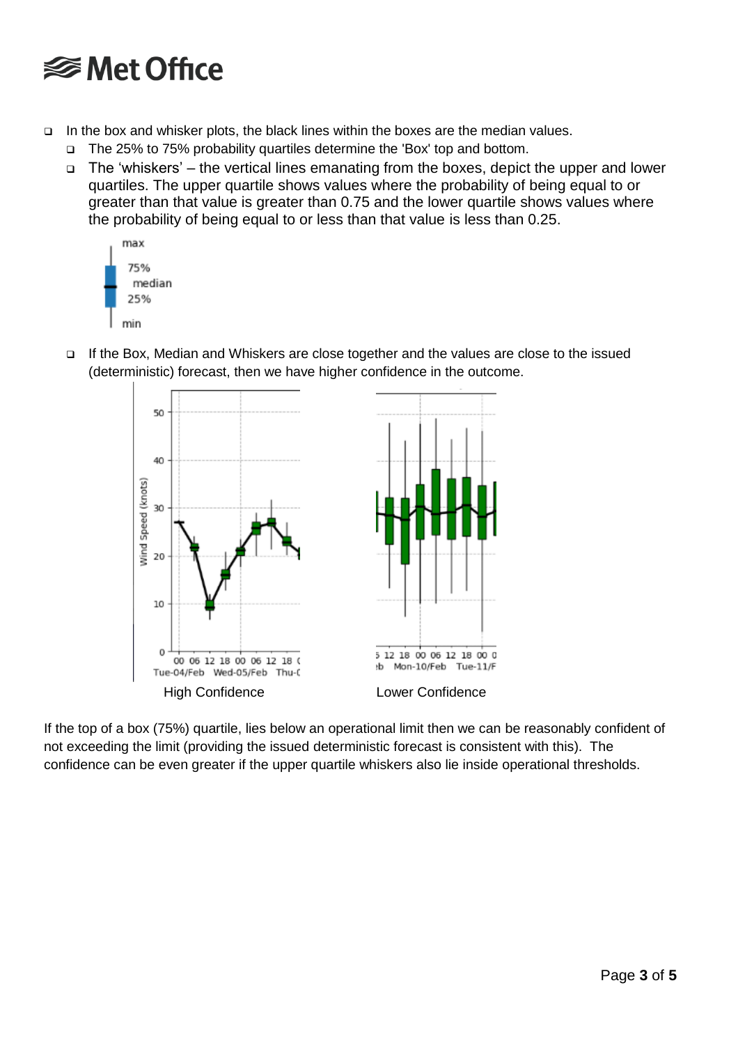- In the box and whisker plots, the black lines within the boxes are the median values.
  - The 25% to 75% probability quartiles determine the 'Box' top and bottom.
  - The 'whiskers' – the vertical lines emanating from the boxes, depict the upper and lower quartiles. The upper quartile shows values where the probability of being equal to or greater than that value is greater than 0.75 and the lower quartile shows values where the probability of being equal to or less than that value is less than 0.25.
  - If the Box, Median and Whiskers are close together and the values are close to the issued (deterministic) forecast, then we have higher confidence in the outcome.

High Confidence    Lower Confidence

If the top of a box (75%) quartile, lies below an operational limit then we can be reasonably confident of not exceeding the limit (providing the issued deterministic forecast is consistent with this). The confidence can be even greater if the upper quartile whiskers also lie inside operational thresholds.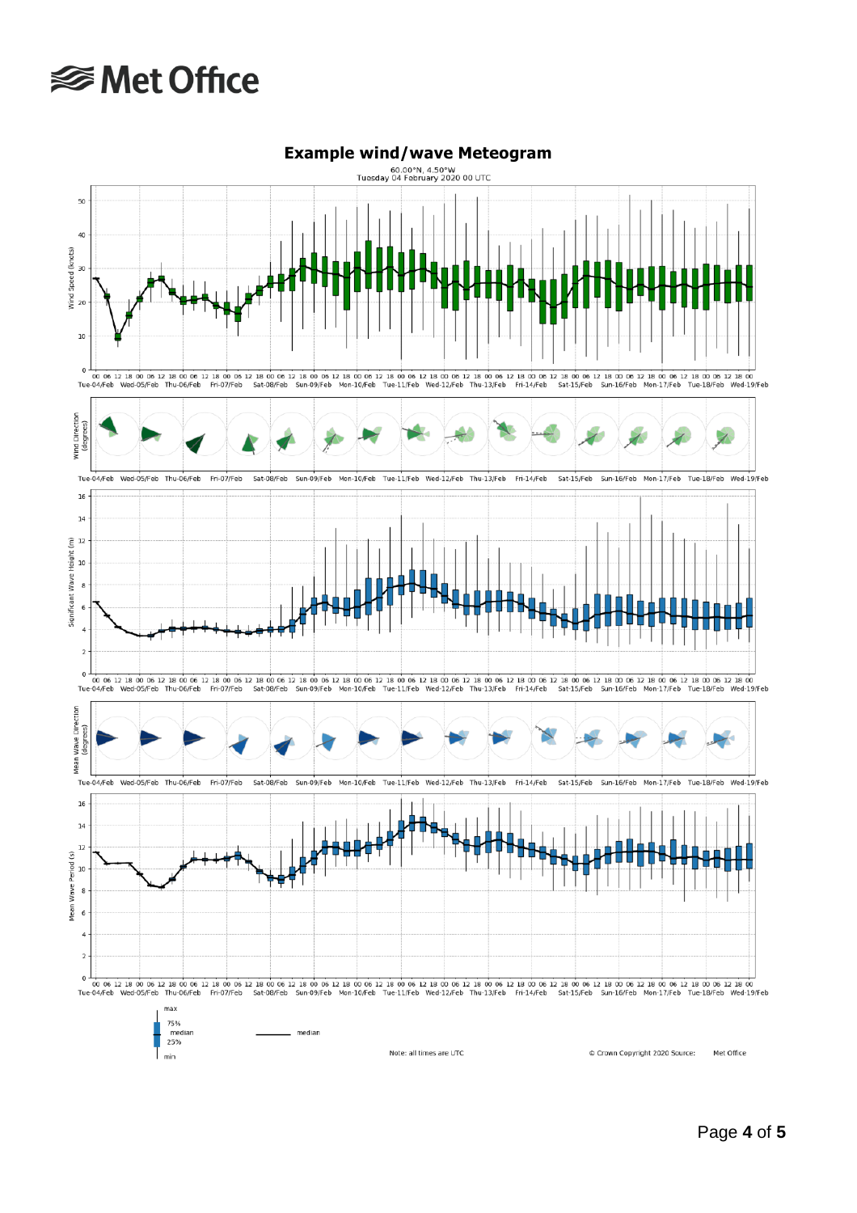# Met Office

## Example wind/wave Meteogram

60.00°N, 4.50°W
Tuesday 04 February 2020 00 UTC

Wind Speed (knots)

Wind Direction (degrees)

Significant Wave Height (m)

Mean Wave Direction (degrees)

Mean Wave Period (s)

Tue-04/Feb Wed-05/Feb Thu-06/Feb Fri-07/Feb Sat-08/Feb Sun-09/Feb Mon-10/Feb Tue-11/Feb Wed-12/Feb Thu-13/Feb Fri-14/Feb Sat-15/Feb Sun-16/Feb Mon-17/Feb Tue-18/Feb Wed-19/Feb

max
75%
median
25%
min

median

Note: all times are UTC

© Crown Copyright 2020 Source: Met Office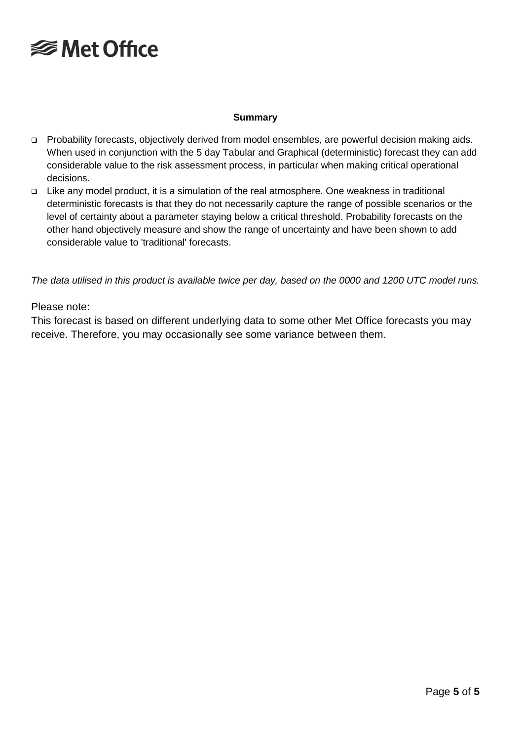**Summary**

- Probability forecasts, objectively derived from model ensembles, are powerful decision making aids. When used in conjunction with the 5 day Tabular and Graphical (deterministic) forecast they can add considerable value to the risk assessment process, in particular when making critical operational decisions.
- Like any model product, it is a simulation of the real atmosphere. One weakness in traditional deterministic forecasts is that they do not necessarily capture the range of possible scenarios or the level of certainty about a parameter staying below a critical threshold. Probability forecasts on the other hand objectively measure and show the range of uncertainty and have been shown to add considerable value to 'traditional' forecasts.

*The data utilised in this product is available twice per day, based on the 0000 and 1200 UTC model runs.*

Please note:
This forecast is based on different underlying data to some other Met Office forecasts you may receive. Therefore, you may occasionally see some variance between them.